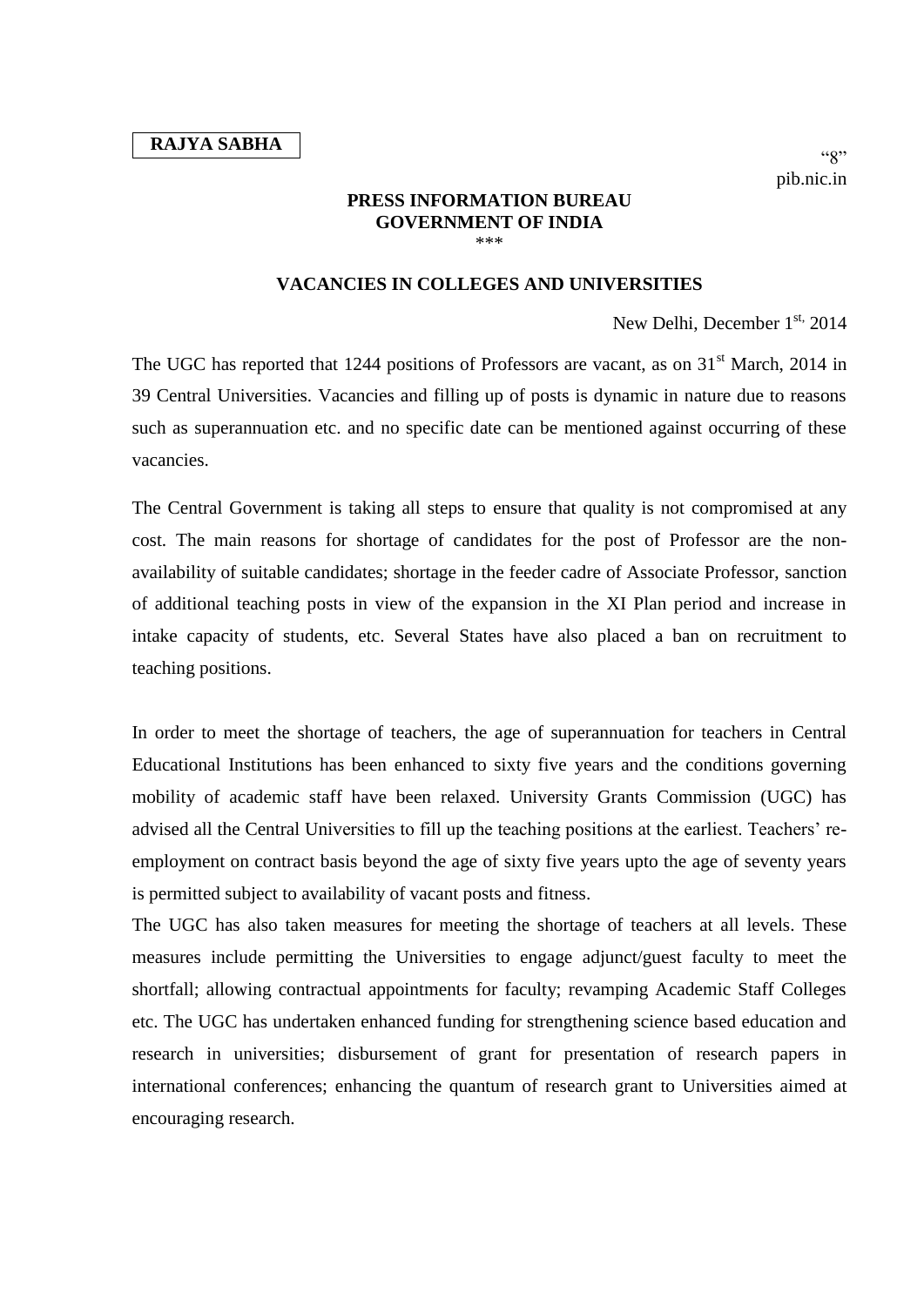**RAJYA SABHA**

"8"
pib.nic.in

**PRESS INFORMATION BUREAU**
**GOVERNMENT OF INDIA**
\*\*\*

## VACANCIES IN COLLEGES AND UNIVERSITIES

New Delhi, December 1st, 2014

The UGC has reported that 1244 positions of Professors are vacant, as on 31st March, 2014 in 39 Central Universities. Vacancies and filling up of posts is dynamic in nature due to reasons such as superannuation etc. and no specific date can be mentioned against occurring of these vacancies.

The Central Government is taking all steps to ensure that quality is not compromised at any cost. The main reasons for shortage of candidates for the post of Professor are the non-availability of suitable candidates; shortage in the feeder cadre of Associate Professor, sanction of additional teaching posts in view of the expansion in the XI Plan period and increase in intake capacity of students, etc. Several States have also placed a ban on recruitment to teaching positions.

In order to meet the shortage of teachers, the age of superannuation for teachers in Central Educational Institutions has been enhanced to sixty five years and the conditions governing mobility of academic staff have been relaxed. University Grants Commission (UGC) has advised all the Central Universities to fill up the teaching positions at the earliest. Teachers' re-employment on contract basis beyond the age of sixty five years upto the age of seventy years is permitted subject to availability of vacant posts and fitness.

The UGC has also taken measures for meeting the shortage of teachers at all levels. These measures include permitting the Universities to engage adjunct/guest faculty to meet the shortfall; allowing contractual appointments for faculty; revamping Academic Staff Colleges etc. The UGC has undertaken enhanced funding for strengthening science based education and research in universities; disbursement of grant for presentation of research papers in international conferences; enhancing the quantum of research grant to Universities aimed at encouraging research.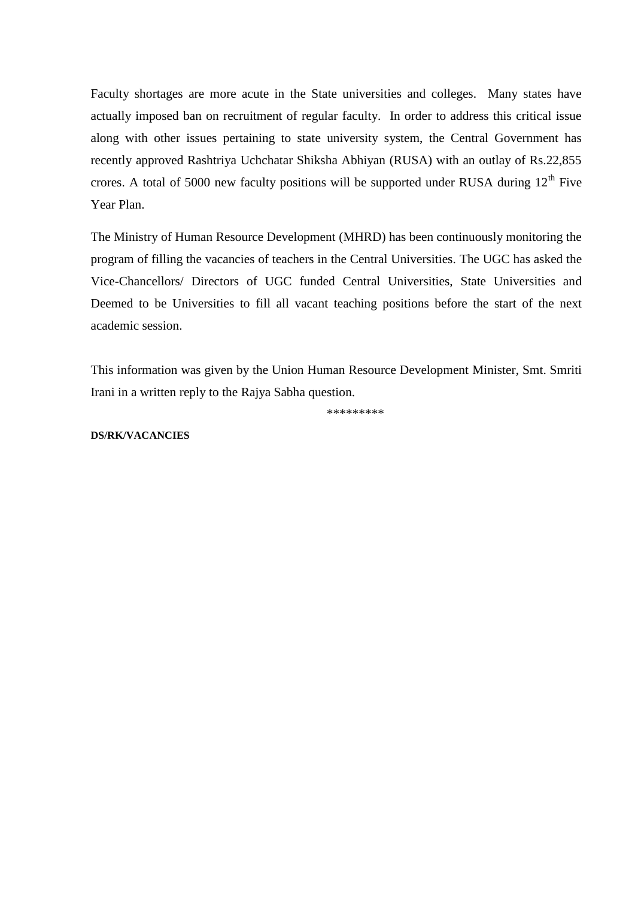Faculty shortages are more acute in the State universities and colleges. Many states have actually imposed ban on recruitment of regular faculty. In order to address this critical issue along with other issues pertaining to state university system, the Central Government has recently approved Rashtriya Uchchatar Shiksha Abhiyan (RUSA) with an outlay of Rs.22,855 crores. A total of 5000 new faculty positions will be supported under RUSA during 12th Five Year Plan.

The Ministry of Human Resource Development (MHRD) has been continuously monitoring the program of filling the vacancies of teachers in the Central Universities. The UGC has asked the Vice-Chancellors/ Directors of UGC funded Central Universities, State Universities and Deemed to be Universities to fill all vacant teaching positions before the start of the next academic session.

This information was given by the Union Human Resource Development Minister, Smt. Smriti Irani in a written reply to the Rajya Sabha question.

*********

**DS/RK/VACANCIES**